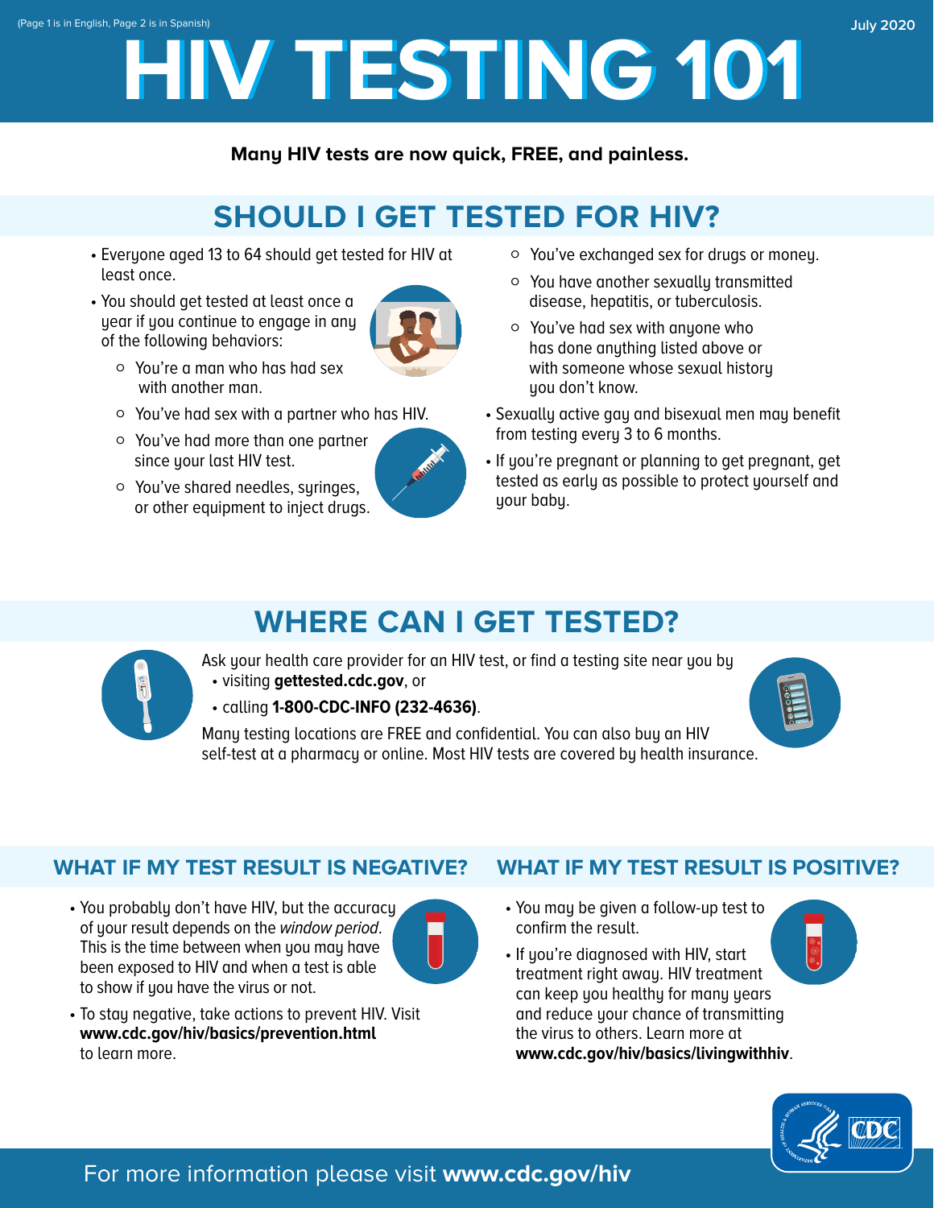(Page 1 is in English, Page 2 is in Spanish)

July 2020

# HIV TESTING 101

**Many HIV tests are now quick, FREE, and painless.**

## SHOULD I GET TESTED FOR HIV?

- Everyone aged 13 to 64 should get tested for HIV at least once.
- You should get tested at least once a year if you continue to engage in any of the following behaviors:
  - You're a man who has had sex with another man.
  - You've had sex with a partner who has HIV.
  - You've had more than one partner since your last HIV test.
  - You've shared needles, syringes, or other equipment to inject drugs.
  - You've exchanged sex for drugs or money.
  - You have another sexually transmitted disease, hepatitis, or tuberculosis.
  - You've had sex with anyone who has done anything listed above or with someone whose sexual history you don't know.
- Sexually active gay and bisexual men may benefit from testing every 3 to 6 months.
- If you're pregnant or planning to get pregnant, get tested as early as possible to protect yourself and your baby.

## WHERE CAN I GET TESTED?

Ask your health care provider for an HIV test, or find a testing site near you by

- visiting **gettested.cdc.gov**, or
- calling **1-800-CDC-INFO (232-4636)**.

Many testing locations are FREE and confidential. You can also buy an HIV self-test at a pharmacy or online. Most HIV tests are covered by health insurance.

## WHAT IF MY TEST RESULT IS NEGATIVE?

- You probably don't have HIV, but the accuracy of your result depends on the *window period*. This is the time between when you may have been exposed to HIV and when a test is able to show if you have the virus or not.
- To stay negative, take actions to prevent HIV. Visit **www.cdc.gov/hiv/basics/prevention.html** to learn more.

## WHAT IF MY TEST RESULT IS POSITIVE?

- You may be given a follow-up test to confirm the result.
- If you're diagnosed with HIV, start treatment right away. HIV treatment can keep you healthy for many years and reduce your chance of transmitting the virus to others. Learn more at **www.cdc.gov/hiv/basics/livingwithhiv**.

For more information please visit **www.cdc.gov/hiv**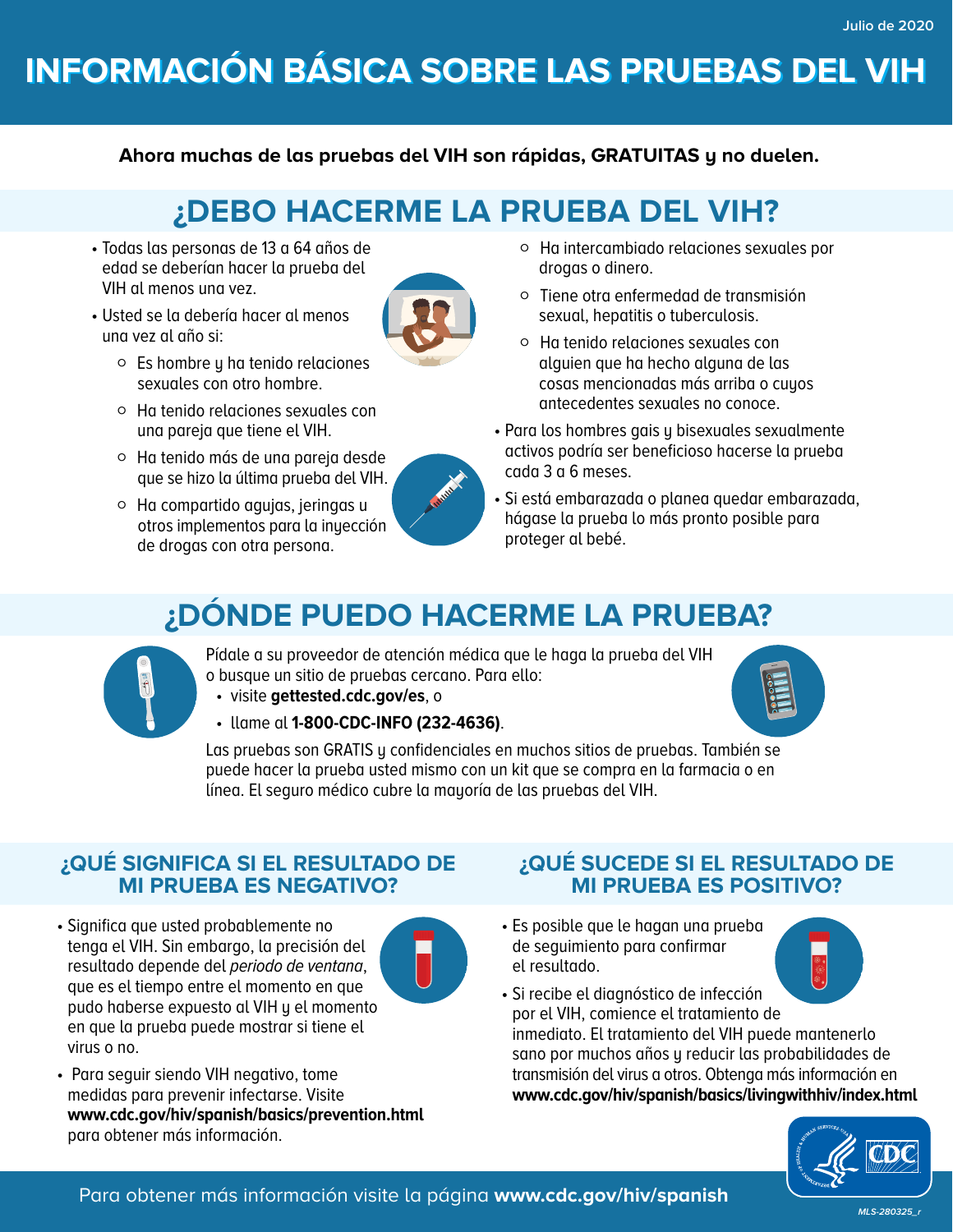Julio de 2020

# INFORMACIÓN BÁSICA SOBRE LAS PRUEBAS DEL VIH

**Ahora muchas de las pruebas del VIH son rápidas, GRATUITAS y no duelen.**

## ¿DEBO HACERME LA PRUEBA DEL VIH?

- Todas las personas de 13 a 64 años de edad se deberían hacer la prueba del VIH al menos una vez.
- Usted se la debería hacer al menos una vez al año si:
  - Es hombre y ha tenido relaciones sexuales con otro hombre.
  - Ha tenido relaciones sexuales con una pareja que tiene el VIH.
  - Ha tenido más de una pareja desde que se hizo la última prueba del VIH.
  - Ha compartido agujas, jeringas u otros implementos para la inyección de drogas con otra persona.
  - Ha intercambiado relaciones sexuales por drogas o dinero.
  - Tiene otra enfermedad de transmisión sexual, hepatitis o tuberculosis.
  - Ha tenido relaciones sexuales con alguien que ha hecho alguna de las cosas mencionadas más arriba o cuyos antecedentes sexuales no conoce.
- Para los hombres gais y bisexuales sexualmente activos podría ser beneficioso hacerse la prueba cada 3 a 6 meses.
- Si está embarazada o planea quedar embarazada, hágase la prueba lo más pronto posible para proteger al bebé.

## ¿DÓNDE PUEDO HACERME LA PRUEBA?

Pídale a su proveedor de atención médica que le haga la prueba del VIH o busque un sitio de pruebas cercano. Para ello:

- visite **gettested.cdc.gov/es**, o
- llame al **1-800-CDC-INFO (232-4636)**.

Las pruebas son GRATIS y confidenciales en muchos sitios de pruebas. También se puede hacer la prueba usted mismo con un kit que se compra en la farmacia o en línea. El seguro médico cubre la mayoría de las pruebas del VIH.

## ¿QUÉ SIGNIFICA SI EL RESULTADO DE MI PRUEBA ES NEGATIVO?

- Significa que usted probablemente no tenga el VIH. Sin embargo, la precisión del resultado depende del *periodo de ventana*, que es el tiempo entre el momento en que pudo haberse expuesto al VIH y el momento en que la prueba puede mostrar si tiene el virus o no.
- Para seguir siendo VIH negativo, tome medidas para prevenir infectarse. Visite **www.cdc.gov/hiv/spanish/basics/prevention.html** para obtener más información.

## ¿QUÉ SUCEDE SI EL RESULTADO DE MI PRUEBA ES POSITIVO?

- Es posible que le hagan una prueba de seguimiento para confirmar el resultado.
- Si recibe el diagnóstico de infección por el VIH, comience el tratamiento de inmediato. El tratamiento del VIH puede mantenerlo sano por muchos años y reducir las probabilidades de transmisión del virus a otros. Obtenga más información en **www.cdc.gov/hiv/spanish/basics/livingwithhiv/index.html**

Para obtener más información visite la página **www.cdc.gov/hiv/spanish**

MLS-280325_r